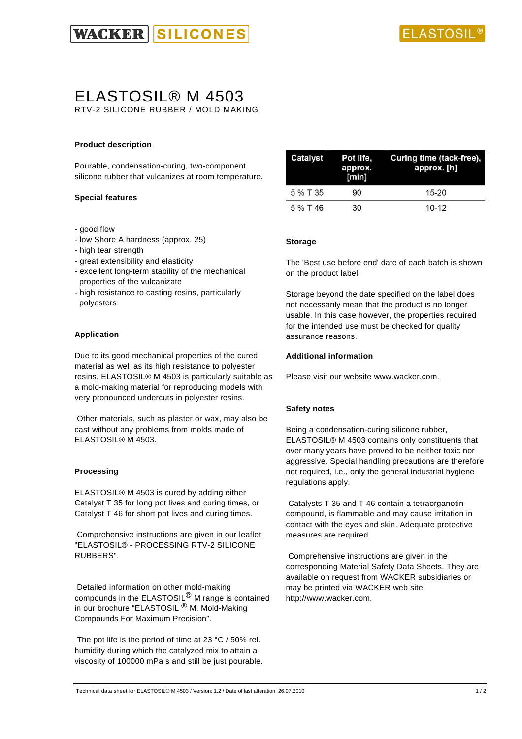WACKER SILICONES

ELASTOSIL®

# ELASTOSIL® M 4503

RTV-2 SILICONE RUBBER / MOLD MAKING

## Product description

Pourable, condensation-curing, two-component silicone rubber that vulcanizes at room temperature.

## Special features

- good flow
- low Shore A hardness (approx. 25)
- high tear strength
- great extensibility and elasticity
- excellent long-term stability of the mechanical properties of the vulcanizate
- high resistance to casting resins, particularly polyesters

## Application

Due to its good mechanical properties of the cured material as well as its high resistance to polyester resins, ELASTOSIL® M 4503 is particularly suitable as a mold-making material for reproducing models with very pronounced undercuts in polyester resins.

Other materials, such as plaster or wax, may also be cast without any problems from molds made of ELASTOSIL® M 4503.

## Processing

ELASTOSIL® M 4503 is cured by adding either Catalyst T 35 for long pot lives and curing times, or Catalyst T 46 for short pot lives and curing times.

Comprehensive instructions are given in our leaflet "ELASTOSIL® - PROCESSING RTV-2 SILICONE RUBBERS".

Detailed information on other mold-making compounds in the ELASTOSIL® M range is contained in our brochure “ELASTOSIL ® M. Mold-Making Compounds For Maximum Precision”.

The pot life is the period of time at 23 °C / 50% rel. humidity during which the catalyzed mix to attain a viscosity of 100000 mPa s and still be just pourable.

| Catalyst | Pot life, approx. [min] | Curing time (tack-free), approx. [h] |
|---|---|---|
| 5 % T 35 | 90 | 15-20 |
| 5 % T 46 | 30 | 10-12 |

## Storage

The 'Best use before end' date of each batch is shown on the product label.

Storage beyond the date specified on the label does not necessarily mean that the product is no longer usable. In this case however, the properties required for the intended use must be checked for quality assurance reasons.

## Additional information

Please visit our website www.wacker.com.

## Safety notes

Being a condensation-curing silicone rubber, ELASTOSIL® M 4503 contains only constituents that over many years have proved to be neither toxic nor aggressive. Special handling precautions are therefore not required, i.e., only the general industrial hygiene regulations apply.

Catalysts T 35 and T 46 contain a tetraorganotin compound, is flammable and may cause irritation in contact with the eyes and skin. Adequate protective measures are required.

Comprehensive instructions are given in the corresponding Material Safety Data Sheets. They are available on request from WACKER subsidiaries or may be printed via WACKER web site http://www.wacker.com.

Technical data sheet for ELASTOSIL® M 4503 / Version: 1.2 / Date of last alteration: 26.07.2010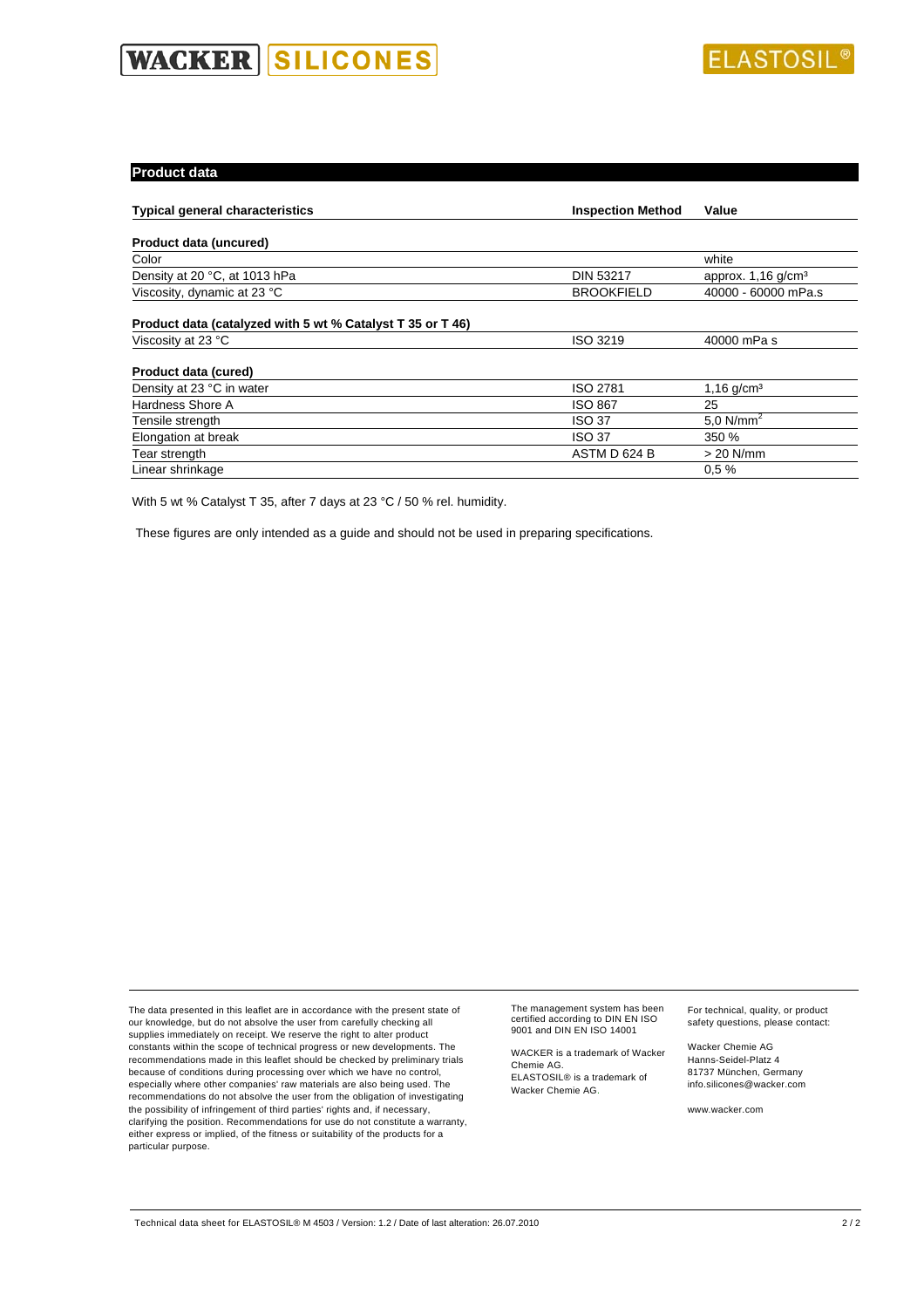## Product data

| Typical general characteristics | Inspection Method | Value |
|---|---|---|
| **Product data (uncured)** | | |
| Color | | white |
| Density at 20 °C, at 1013 hPa | DIN 53217 | approx. 1,16 g/cm³ |
| Viscosity, dynamic at 23 °C | BROOKFIELD | 40000 - 60000 mPa.s |
| **Product data (catalyzed with 5 wt % Catalyst T 35 or T 46)** | | |
| Viscosity at 23 °C | ISO 3219 | 40000 mPa s |
| **Product data (cured)** | | |
| Density at 23 °C in water | ISO 2781 | 1,16 g/cm³ |
| Hardness Shore A | ISO 867 | 25 |
| Tensile strength | ISO 37 | 5,0 N/mm² |
| Elongation at break | ISO 37 | 350 % |
| Tear strength | ASTM D 624 B | > 20 N/mm |
| Linear shrinkage | | 0,5 % |

With 5 wt % Catalyst T 35, after 7 days at 23 °C / 50 % rel. humidity.

These figures are only intended as a guide and should not be used in preparing specifications.

The data presented in this leaflet are in accordance with the present state of our knowledge, but do not absolve the user from carefully checking all supplies immediately on receipt. We reserve the right to alter product constants within the scope of technical progress or new developments. The recommendations made in this leaflet should be checked by preliminary trials because of conditions during processing over which we have no control, especially where other companies' raw materials are also being used. The recommendations do not absolve the user from the obligation of investigating the possibility of infringement of third parties' rights and, if necessary, clarifying the position. Recommendations for use do not constitute a warranty, either express or implied, of the fitness or suitability of the products for a particular purpose.

The management system has been certified according to DIN EN ISO 9001 and DIN EN ISO 14001

WACKER is a trademark of Wacker Chemie AG.
ELASTOSIL® is a trademark of Wacker Chemie AG.

For technical, quality, or product safety questions, please contact:

Wacker Chemie AG
Hanns-Seidel-Platz 4
81737 München, Germany
info.silicones@wacker.com

www.wacker.com

Technical data sheet for ELASTOSIL® M 4503 / Version: 1.2 / Date of last alteration: 26.07.2010